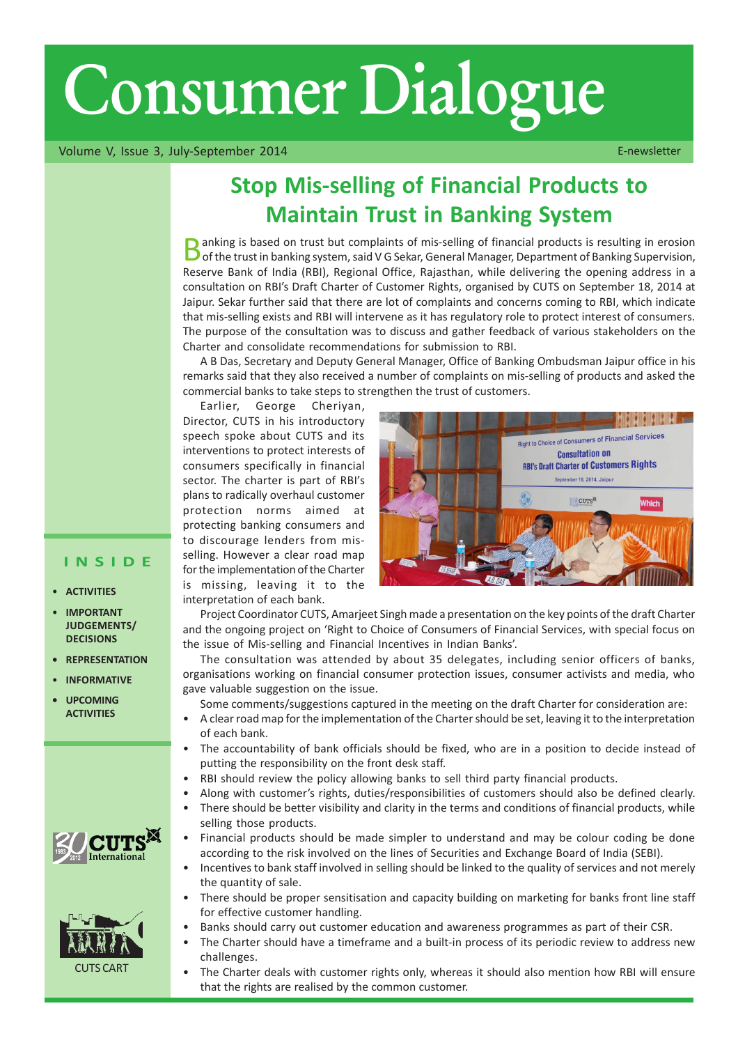# Consumer Dialogue

Volume V, Issue 3, July-September 2014

E-newsletter

## Stop Mis-selling of Financial Products to Maintain Trust in Banking System

Banking is based on trust but complaints of mis-selling of financial products is resulting in erosion of the trust in banking system, said V G Sekar, General Manager, Department of Banking Supervision, Reserve Bank of India (RBI), Regional Office, Rajasthan, while delivering the opening address in a consultation on RBI's Draft Charter of Customer Rights, organised by CUTS on September 18, 2014 at Jaipur. Sekar further said that there are lot of complaints and concerns coming to RBI, which indicate that mis-selling exists and RBI will intervene as it has regulatory role to protect interest of consumers. The purpose of the consultation was to discuss and gather feedback of various stakeholders on the Charter and consolidate recommendations for submission to RBI.

A B Das, Secretary and Deputy General Manager, Office of Banking Ombudsman Jaipur office in his remarks said that they also received a number of complaints on mis-selling of products and asked the commercial banks to take steps to strengthen the trust of customers.

Earlier, George Cheriyan, Director, CUTS in his introductory speech spoke about CUTS and its interventions to protect interests of consumers specifically in financial sector. The charter is part of RBI's plans to radically overhaul customer protection norms aimed at protecting banking consumers and to discourage lenders from mis-selling. However a clear road map for the implementation of the Charter is missing, leaving it to the interpretation of each bank.

Project Coordinator CUTS, Amarjeet Singh made a presentation on the key points of the draft Charter and the ongoing project on 'Right to Choice of Consumers of Financial Services, with special focus on the issue of Mis-selling and Financial Incentives in Indian Banks'.

The consultation was attended by about 35 delegates, including senior officers of banks, organisations working on financial consumer protection issues, consumer activists and media, who gave valuable suggestion on the issue.

Some comments/suggestions captured in the meeting on the draft Charter for consideration are:

- A clear road map for the implementation of the Charter should be set, leaving it to the interpretation of each bank.
- The accountability of bank officials should be fixed, who are in a position to decide instead of putting the responsibility on the front desk staff.
- RBI should review the policy allowing banks to sell third party financial products.
- Along with customer's rights, duties/responsibilities of customers should also be defined clearly.
- There should be better visibility and clarity in the terms and conditions of financial products, while selling those products.
- Financial products should be made simpler to understand and may be colour coding be done according to the risk involved on the lines of Securities and Exchange Board of India (SEBI).
- Incentives to bank staff involved in selling should be linked to the quality of services and not merely the quantity of sale.
- There should be proper sensitisation and capacity building on marketing for banks front line staff for effective customer handling.
- Banks should carry out customer education and awareness programmes as part of their CSR.
- The Charter should have a timeframe and a built-in process of its periodic review to address new challenges.
- The Charter deals with customer rights only, whereas it should also mention how RBI will ensure that the rights are realised by the common customer.

### INSIDE

- ACTIVITIES
- IMPORTANT JUDGEMENTS/ DECISIONS
- REPRESENTATION
- INFORMATIVE
- UPCOMING ACTIVITIES

CUTS CART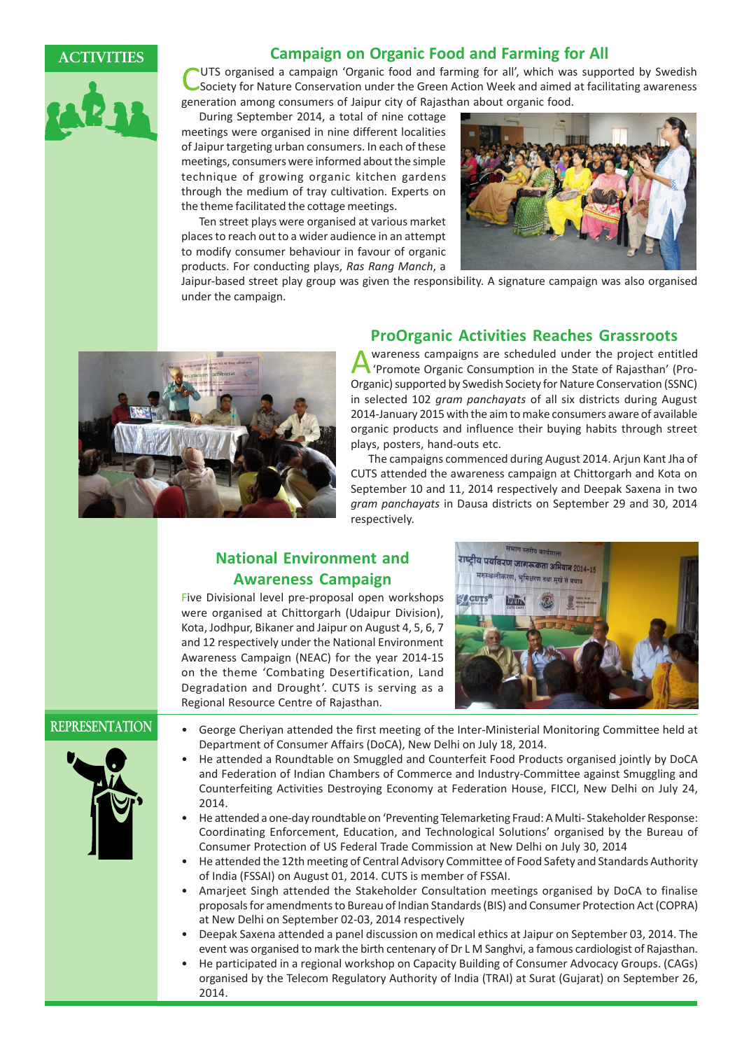## ACTIVITIES

### Campaign on Organic Food and Farming for All

CUTS organised a campaign 'Organic food and farming for all', which was supported by Swedish Society for Nature Conservation under the Green Action Week and aimed at facilitating awareness generation among consumers of Jaipur city of Rajasthan about organic food.

During September 2014, a total of nine cottage meetings were organised in nine different localities of Jaipur targeting urban consumers. In each of these meetings, consumers were informed about the simple technique of growing organic kitchen gardens through the medium of tray cultivation. Experts on the theme facilitated the cottage meetings.

Ten street plays were organised at various market places to reach out to a wider audience in an attempt to modify consumer behaviour in favour of organic products. For conducting plays, *Ras Rang Manch*, a Jaipur-based street play group was given the responsibility. A signature campaign was also organised under the campaign.

### ProOrganic Activities Reaches Grassroots

Awareness campaigns are scheduled under the project entitled 'Promote Organic Consumption in the State of Rajasthan' (Pro-Organic) supported by Swedish Society for Nature Conservation (SSNC) in selected 102 *gram panchayats* of all six districts during August 2014-January 2015 with the aim to make consumers aware of available organic products and influence their buying habits through street plays, posters, hand-outs etc.

The campaigns commenced during August 2014. Arjun Kant Jha of CUTS attended the awareness campaign at Chittorgarh and Kota on September 10 and 11, 2014 respectively and Deepak Saxena in two *gram panchayats* in Dausa districts on September 29 and 30, 2014 respectively.

### National Environment and Awareness Campaign

Five Divisional level pre-proposal open workshops were organised at Chittorgarh (Udaipur Division), Kota, Jodhpur, Bikaner and Jaipur on August 4, 5, 6, 7 and 12 respectively under the National Environment Awareness Campaign (NEAC) for the year 2014-15 on the theme 'Combating Desertification, Land Degradation and Drought'. CUTS is serving as a Regional Resource Centre of Rajasthan.

## REPRESENTATION

- George Cheriyan attended the first meeting of the Inter-Ministerial Monitoring Committee held at Department of Consumer Affairs (DoCA), New Delhi on July 18, 2014.
- He attended a Roundtable on Smuggled and Counterfeit Food Products organised jointly by DoCA and Federation of Indian Chambers of Commerce and Industry-Committee against Smuggling and Counterfeiting Activities Destroying Economy at Federation House, FICCI, New Delhi on July 24, 2014.
- He attended a one-day roundtable on 'Preventing Telemarketing Fraud: A Multi- Stakeholder Response: Coordinating Enforcement, Education, and Technological Solutions' organised by the Bureau of Consumer Protection of US Federal Trade Commission at New Delhi on July 30, 2014
- He attended the 12th meeting of Central Advisory Committee of Food Safety and Standards Authority of India (FSSAI) on August 01, 2014. CUTS is member of FSSAI.
- Amarjeet Singh attended the Stakeholder Consultation meetings organised by DoCA to finalise proposals for amendments to Bureau of Indian Standards (BIS) and Consumer Protection Act (COPRA) at New Delhi on September 02-03, 2014 respectively
- Deepak Saxena attended a panel discussion on medical ethics at Jaipur on September 03, 2014. The event was organised to mark the birth centenary of Dr L M Sanghvi, a famous cardiologist of Rajasthan.
- He participated in a regional workshop on Capacity Building of Consumer Advocacy Groups. (CAGs) organised by the Telecom Regulatory Authority of India (TRAI) at Surat (Gujarat) on September 26, 2014.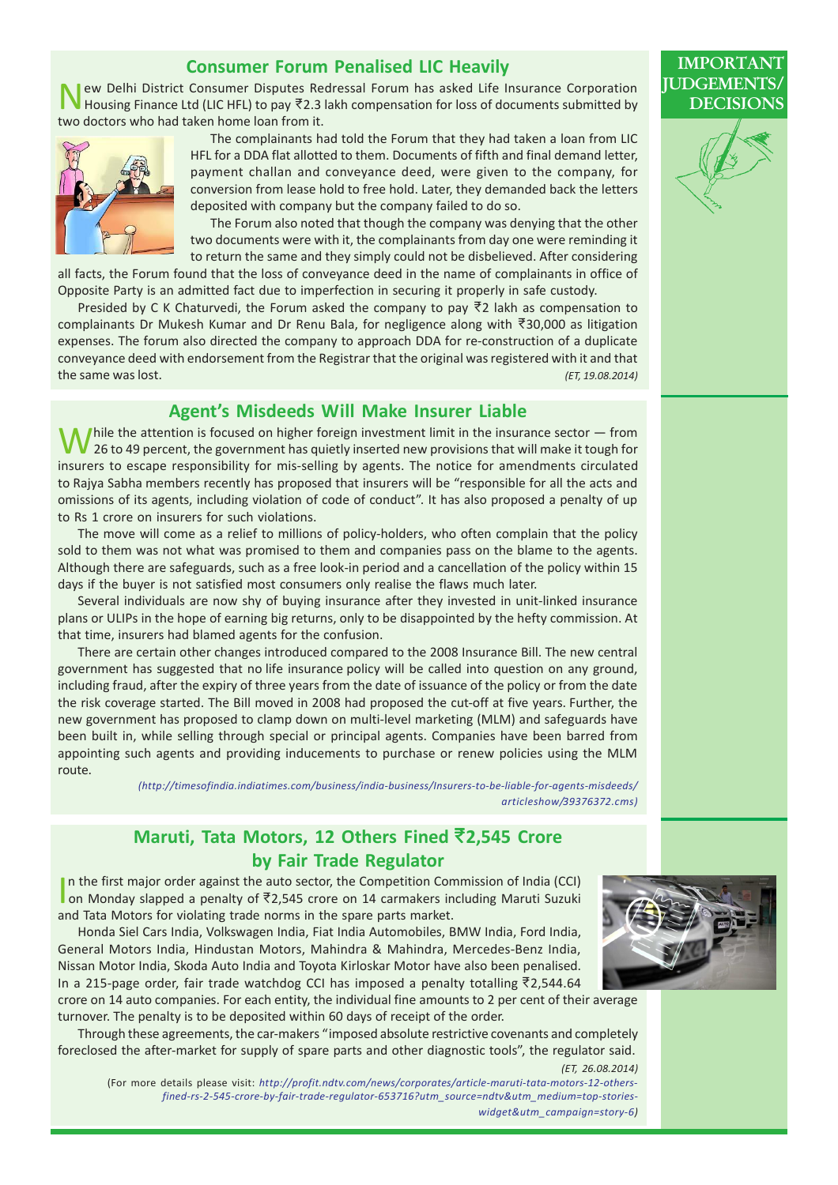## IMPORTANT JUDGEMENTS/ DECISIONS

## Consumer Forum Penalised LIC Heavily

New Delhi District Consumer Disputes Redressal Forum has asked Life Insurance Corporation Housing Finance Ltd (LIC HFL) to pay ₹2.3 lakh compensation for loss of documents submitted by two doctors who had taken home loan from it.

The complainants had told the Forum that they had taken a loan from LIC HFL for a DDA flat allotted to them. Documents of fifth and final demand letter, payment challan and conveyance deed, were given to the company, for conversion from lease hold to free hold. Later, they demanded back the letters deposited with company but the company failed to do so.

The Forum also noted that though the company was denying that the other two documents were with it, the complainants from day one were reminding it to return the same and they simply could not be disbelieved. After considering all facts, the Forum found that the loss of conveyance deed in the name of complainants in office of Opposite Party is an admitted fact due to imperfection in securing it properly in safe custody.

Presided by C K Chaturvedi, the Forum asked the company to pay ₹2 lakh as compensation to complainants Dr Mukesh Kumar and Dr Renu Bala, for negligence along with ₹30,000 as litigation expenses. The forum also directed the company to approach DDA for re-construction of a duplicate conveyance deed with endorsement from the Registrar that the original was registered with it and that the same was lost. *(ET, 19.08.2014)*

## Agent's Misdeeds Will Make Insurer Liable

While the attention is focused on higher foreign investment limit in the insurance sector — from 26 to 49 percent, the government has quietly inserted new provisions that will make it tough for insurers to escape responsibility for mis-selling by agents. The notice for amendments circulated to Rajya Sabha members recently has proposed that insurers will be "responsible for all the acts and omissions of its agents, including violation of code of conduct". It has also proposed a penalty of up to Rs 1 crore on insurers for such violations.

The move will come as a relief to millions of policy-holders, who often complain that the policy sold to them was not what was promised to them and companies pass on the blame to the agents. Although there are safeguards, such as a free look-in period and a cancellation of the policy within 15 days if the buyer is not satisfied most consumers only realise the flaws much later.

Several individuals are now shy of buying insurance after they invested in unit-linked insurance plans or ULIPs in the hope of earning big returns, only to be disappointed by the hefty commission. At that time, insurers had blamed agents for the confusion.

There are certain other changes introduced compared to the 2008 Insurance Bill. The new central government has suggested that no life insurance policy will be called into question on any ground, including fraud, after the expiry of three years from the date of issuance of the policy or from the date the risk coverage started. The Bill moved in 2008 had proposed the cut-off at five years. Further, the new government has proposed to clamp down on multi-level marketing (MLM) and safeguards have been built in, while selling through special or principal agents. Companies have been barred from appointing such agents and providing inducements to purchase or renew policies using the MLM route.

*(http://timesofindia.indiatimes.com/business/india-business/Insurers-to-be-liable-for-agents-misdeeds/articleshow/39376372.cms)*

## Maruti, Tata Motors, 12 Others Fined ₹2,545 Crore by Fair Trade Regulator

In the first major order against the auto sector, the Competition Commission of India (CCI) on Monday slapped a penalty of ₹2,545 crore on 14 carmakers including Maruti Suzuki and Tata Motors for violating trade norms in the spare parts market.

Honda Siel Cars India, Volkswagen India, Fiat India Automobiles, BMW India, Ford India, General Motors India, Hindustan Motors, Mahindra & Mahindra, Mercedes-Benz India, Nissan Motor India, Skoda Auto India and Toyota Kirloskar Motor have also been penalised. In a 215-page order, fair trade watchdog CCI has imposed a penalty totalling ₹2,544.64 crore on 14 auto companies. For each entity, the individual fine amounts to 2 per cent of their average turnover. The penalty is to be deposited within 60 days of receipt of the order.

Through these agreements, the car-makers "imposed absolute restrictive covenants and completely foreclosed the after-market for supply of spare parts and other diagnostic tools", the regulator said. *(ET, 26.08.2014)*

(For more details please visit: *http://profit.ndtv.com/news/corporates/article-maruti-tata-motors-12-others-fined-rs-2-545-crore-by-fair-trade-regulator-653716?utm_source=ndtv&utm_medium=top-stories-widget&utm_campaign=story-6*)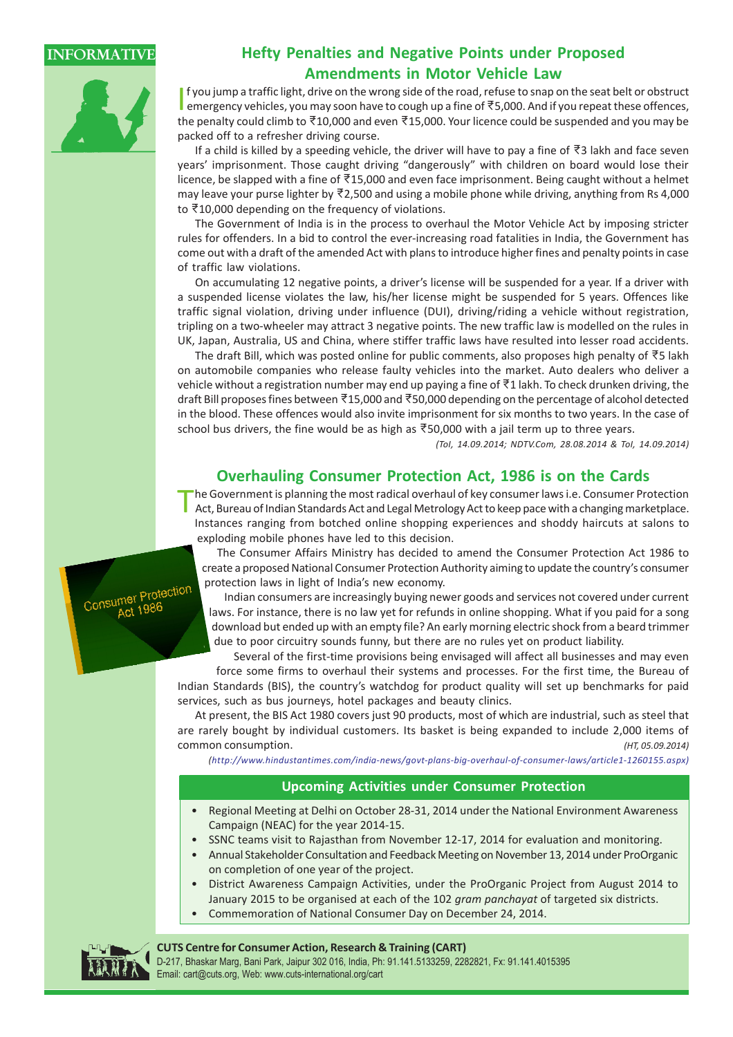INFORMATIVE

## Hefty Penalties and Negative Points under Proposed Amendments in Motor Vehicle Law

If you jump a traffic light, drive on the wrong side of the road, refuse to snap on the seat belt or obstruct emergency vehicles, you may soon have to cough up a fine of ₹5,000. And if you repeat these offences, the penalty could climb to ₹10,000 and even ₹15,000. Your licence could be suspended and you may be packed off to a refresher driving course.

If a child is killed by a speeding vehicle, the driver will have to pay a fine of ₹3 lakh and face seven years' imprisonment. Those caught driving "dangerously" with children on board would lose their licence, be slapped with a fine of ₹15,000 and even face imprisonment. Being caught without a helmet may leave your purse lighter by ₹2,500 and using a mobile phone while driving, anything from Rs 4,000 to ₹10,000 depending on the frequency of violations.

The Government of India is in the process to overhaul the Motor Vehicle Act by imposing stricter rules for offenders. In a bid to control the ever-increasing road fatalities in India, the Government has come out with a draft of the amended Act with plans to introduce higher fines and penalty points in case of traffic law violations.

On accumulating 12 negative points, a driver's license will be suspended for a year. If a driver with a suspended license violates the law, his/her license might be suspended for 5 years. Offences like traffic signal violation, driving under influence (DUI), driving/riding a vehicle without registration, tripling on a two-wheeler may attract 3 negative points. The new traffic law is modelled on the rules in UK, Japan, Australia, US and China, where stiffer traffic laws have resulted into lesser road accidents.

The draft Bill, which was posted online for public comments, also proposes high penalty of ₹5 lakh on automobile companies who release faulty vehicles into the market. Auto dealers who deliver a vehicle without a registration number may end up paying a fine of ₹1 lakh. To check drunken driving, the draft Bill proposes fines between ₹15,000 and ₹50,000 depending on the percentage of alcohol detected in the blood. These offences would also invite imprisonment for six months to two years. In the case of school bus drivers, the fine would be as high as ₹50,000 with a jail term up to three years.

*(ToI, 14.09.2014; NDTV.Com, 28.08.2014 & ToI, 14.09.2014)*

## Overhauling Consumer Protection Act, 1986 is on the Cards

The Government is planning the most radical overhaul of key consumer laws i.e. Consumer Protection Act, Bureau of Indian Standards Act and Legal Metrology Act to keep pace with a changing marketplace. Instances ranging from botched online shopping experiences and shoddy haircuts at salons to exploding mobile phones have led to this decision.

The Consumer Affairs Ministry has decided to amend the Consumer Protection Act 1986 to create a proposed National Consumer Protection Authority aiming to update the country's consumer protection laws in light of India's new economy.

Indian consumers are increasingly buying newer goods and services not covered under current laws. For instance, there is no law yet for refunds in online shopping. What if you paid for a song download but ended up with an empty file? An early morning electric shock from a beard trimmer due to poor circuitry sounds funny, but there are no rules yet on product liability.

Several of the first-time provisions being envisaged will affect all businesses and may even force some firms to overhaul their systems and processes. For the first time, the Bureau of Indian Standards (BIS), the country's watchdog for product quality will set up benchmarks for paid services, such as bus journeys, hotel packages and beauty clinics.

At present, the BIS Act 1980 covers just 90 products, most of which are industrial, such as steel that are rarely bought by individual customers. Its basket is being expanded to include 2,000 items of common consumption. *(HT, 05.09.2014)*

*(http://www.hindustantimes.com/india-news/govt-plans-big-overhaul-of-consumer-laws/article1-1260155.aspx)*

### Upcoming Activities under Consumer Protection

- Regional Meeting at Delhi on October 28-31, 2014 under the National Environment Awareness Campaign (NEAC) for the year 2014-15.
- SSNC teams visit to Rajasthan from November 12-17, 2014 for evaluation and monitoring.
- Annual Stakeholder Consultation and Feedback Meeting on November 13, 2014 under ProOrganic on completion of one year of the project.
- District Awareness Campaign Activities, under the ProOrganic Project from August 2014 to January 2015 to be organised at each of the 102 *gram panchayat* of targeted six districts.
- Commemoration of National Consumer Day on December 24, 2014.

**CUTS Centre for Consumer Action, Research & Training (CART)**
D-217, Bhaskar Marg, Bani Park, Jaipur 302 016, India, Ph: 91.141.5133259, 2282821, Fx: 91.141.4015395
Email: cart@cuts.org, Web: www.cuts-international.org/cart